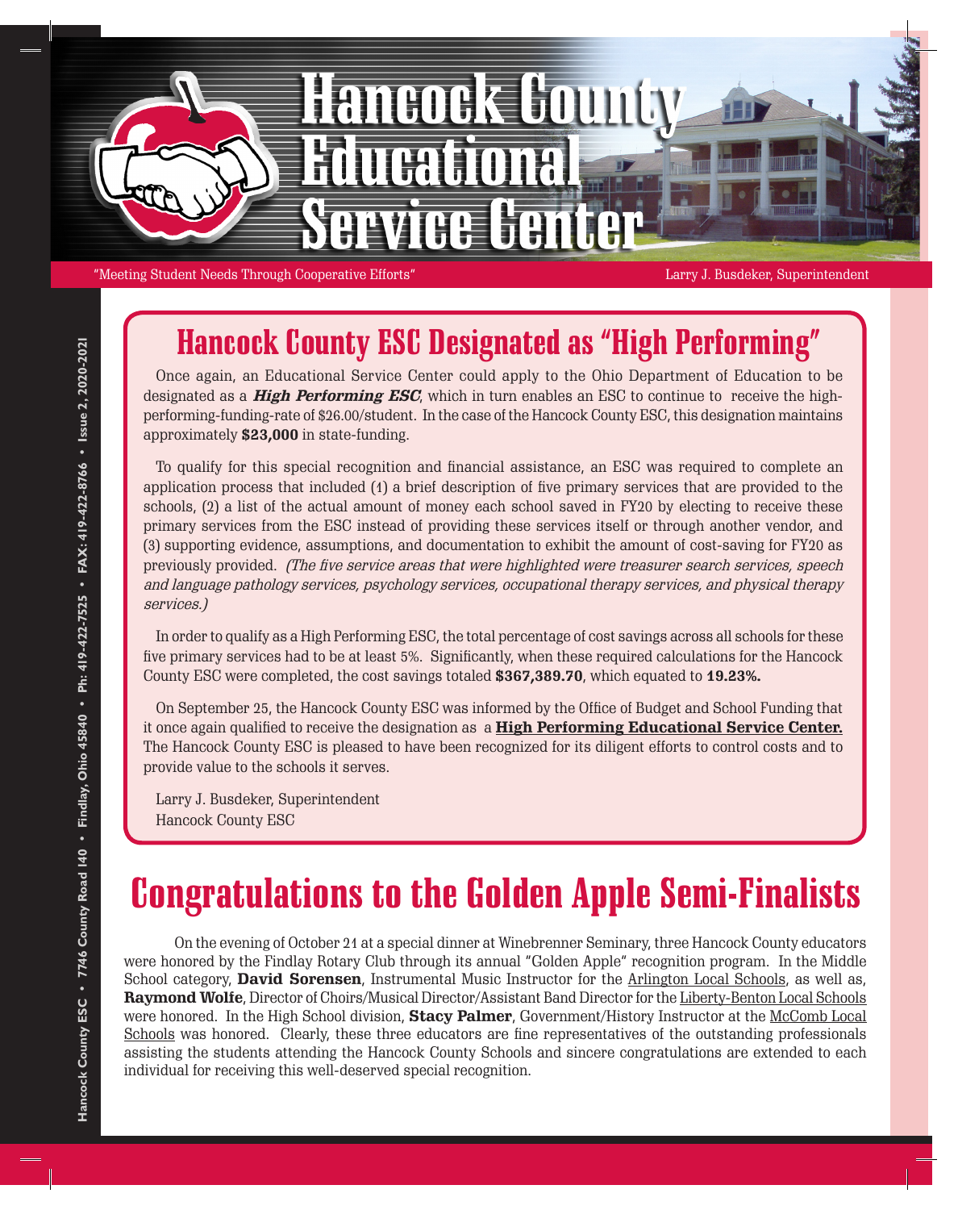# Hancock County Educational Service Center

"Meeting Student Needs Through Cooperative Efforts" Larry J. Busdeker, Superintendent

## Hancock County ESC Designated as "High Performing"

Once again, an Educational Service Center could apply to the Ohio Department of Education to be designated as a ***High Performing ESC***, which in turn enables an ESC to continue to receive the high-performing-funding-rate of $26.00/student. In the case of the Hancock County ESC, this designation maintains approximately **$23,000** in state-funding.

To qualify for this special recognition and financial assistance, an ESC was required to complete an application process that included (1) a brief description of five primary services that are provided to the schools, (2) a list of the actual amount of money each school saved in FY20 by electing to receive these primary services from the ESC instead of providing these services itself or through another vendor, and (3) supporting evidence, assumptions, and documentation to exhibit the amount of cost-saving for FY20 as previously provided. *(The five service areas that were highlighted were treasurer search services, speech and language pathology services, psychology services, occupational therapy services, and physical therapy services.)*

In order to qualify as a High Performing ESC, the total percentage of cost savings across all schools for these five primary services had to be at least 5%. Significantly, when these required calculations for the Hancock County ESC were completed, the cost savings totaled **$367,389.70**, which equated to **19.23%.**

On September 25, the Hancock County ESC was informed by the Office of Budget and School Funding that it once again qualified to receive the designation as a **High Performing Educational Service Center.** The Hancock County ESC is pleased to have been recognized for its diligent efforts to control costs and to provide value to the schools it serves.

Larry J. Busdeker, Superintendent
Hancock County ESC

## Congratulations to the Golden Apple Semi-Finalists

On the evening of October 21 at a special dinner at Winebrenner Seminary, three Hancock County educators were honored by the Findlay Rotary Club through its annual "Golden Apple" recognition program. In the Middle School category, **David Sorensen**, Instrumental Music Instructor for the Arlington Local Schools, as well as, **Raymond Wolfe**, Director of Choirs/Musical Director/Assistant Band Director for the Liberty-Benton Local Schools were honored. In the High School division, **Stacy Palmer**, Government/History Instructor at the McComb Local Schools was honored. Clearly, these three educators are fine representatives of the outstanding professionals assisting the students attending the Hancock County Schools and sincere congratulations are extended to each individual for receiving this well-deserved special recognition.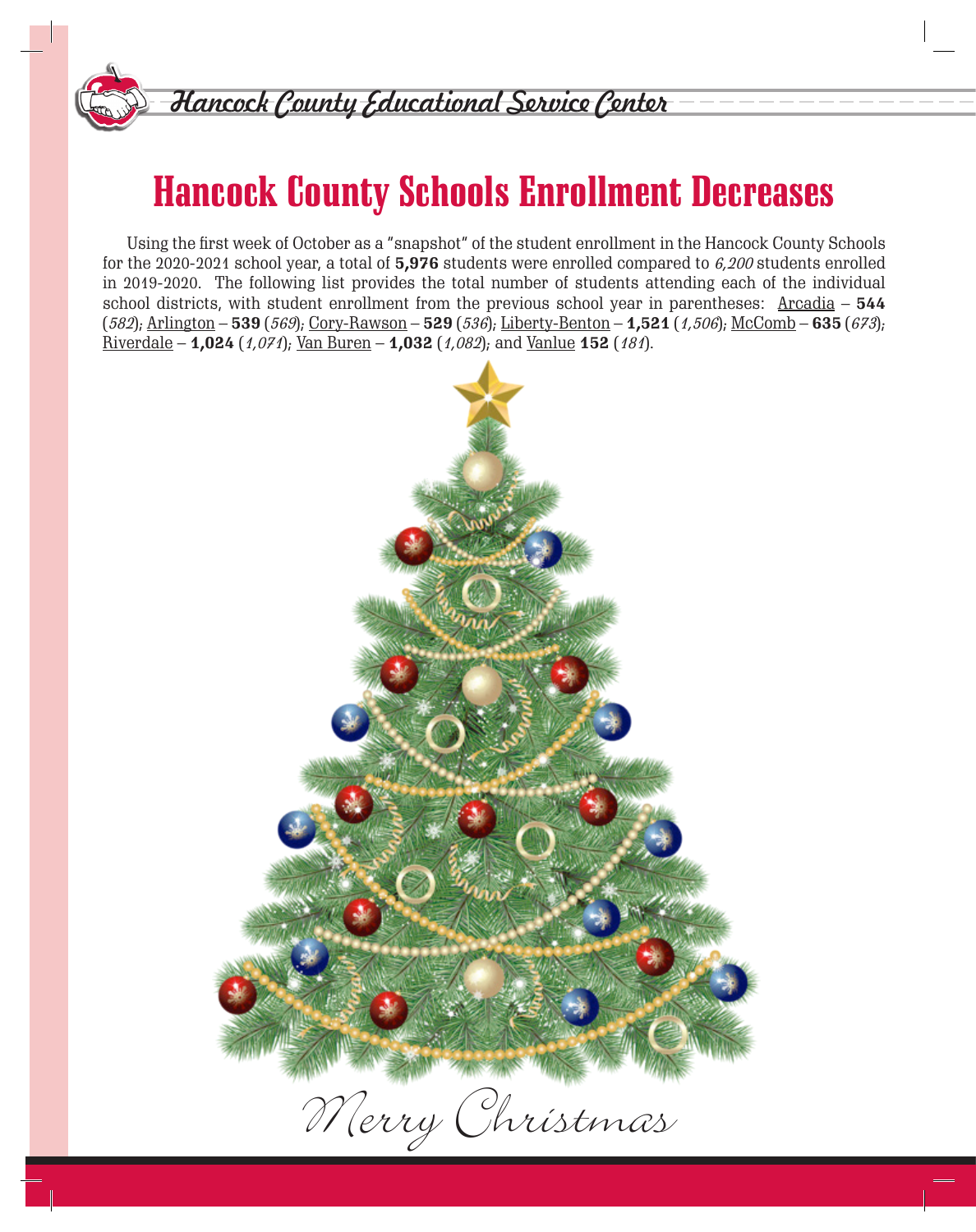Hancock County Educational Service Center

# Hancock County Schools Enrollment Decreases

Using the first week of October as a "snapshot" of the student enrollment in the Hancock County Schools for the 2020-2021 school year, a total of **5,976** students were enrolled compared to *6,200* students enrolled in 2019-2020. The following list provides the total number of students attending each of the individual school districts, with student enrollment from the previous school year in parentheses: Arcadia – **544** (*582*); Arlington – **539** (*569*); Cory-Rawson – **529** (*536*); Liberty-Benton – **1,521** (*1,506*); McComb – **635** (*673*); Riverdale – **1,024** (*1,071*); Van Buren – **1,032** (*1,082*); and Vanlue **152** (*181*).

Merry Christmas